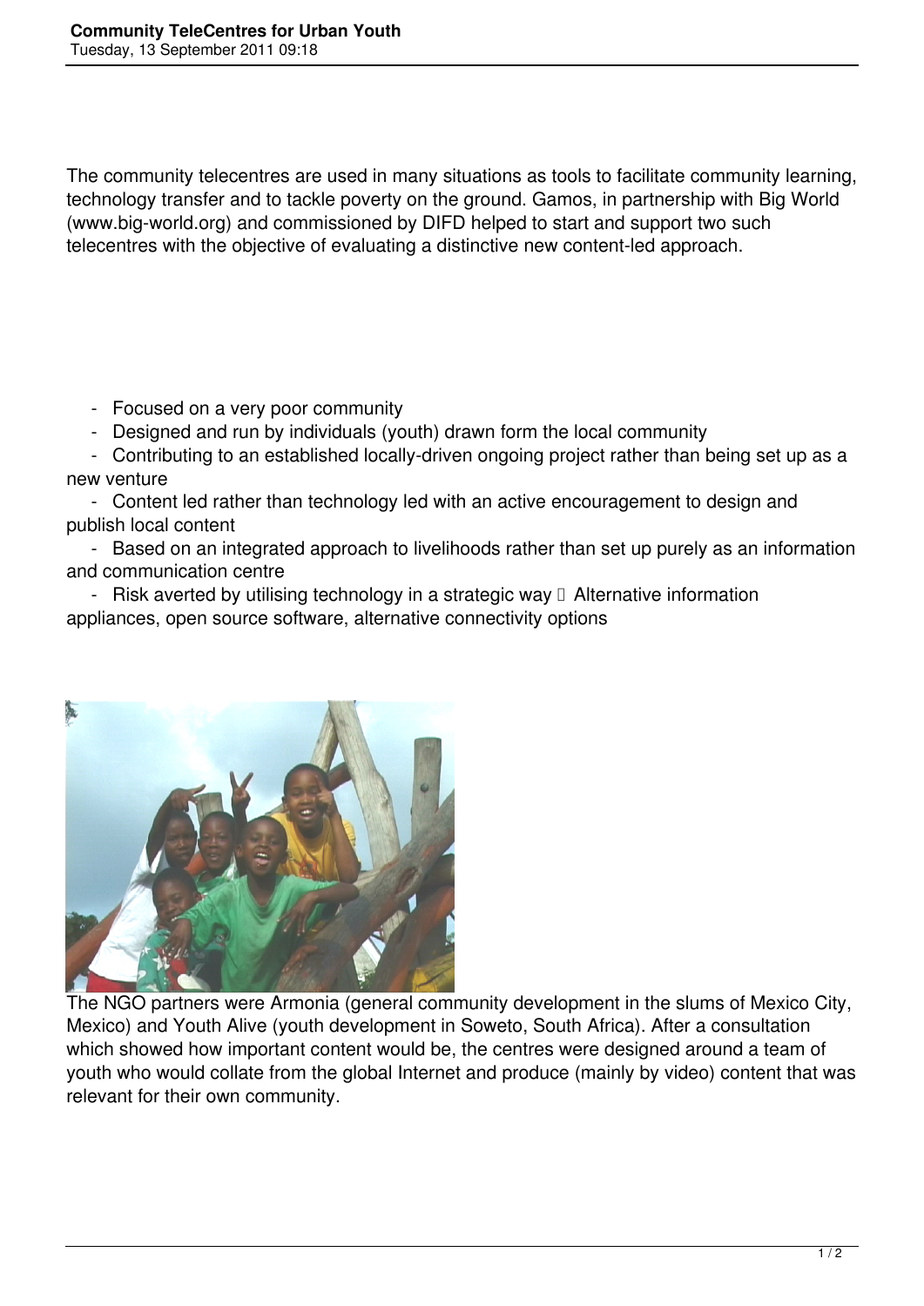# Community TeleCentres for Urban Youth

Tuesday, 13 September 2011 09:18

The community telecentres are used in many situations as tools to facilitate community learning, technology transfer and to tackle poverty on the ground. Gamos, in partnership with Big World (www.big-world.org) and commissioned by DIFD helped to start and support two such telecentres with the objective of evaluating a distinctive new content-led approach.

- Focused on a very poor community
- Designed and run by individuals (youth) drawn form the local community
- Contributing to an established locally-driven ongoing project rather than being set up as a new venture
- Content led rather than technology led with an active encouragement to design and publish local content
- Based on an integrated approach to livelihoods rather than set up purely as an information and communication centre
- Risk averted by utilising technology in a strategic way  Alternative information appliances, open source software, alternative connectivity options

The NGO partners were Armonia (general community development in the slums of Mexico City, Mexico) and Youth Alive (youth development in Soweto, South Africa). After a consultation which showed how important content would be, the centres were designed around a team of youth who would collate from the global Internet and produce (mainly by video) content that was relevant for their own community.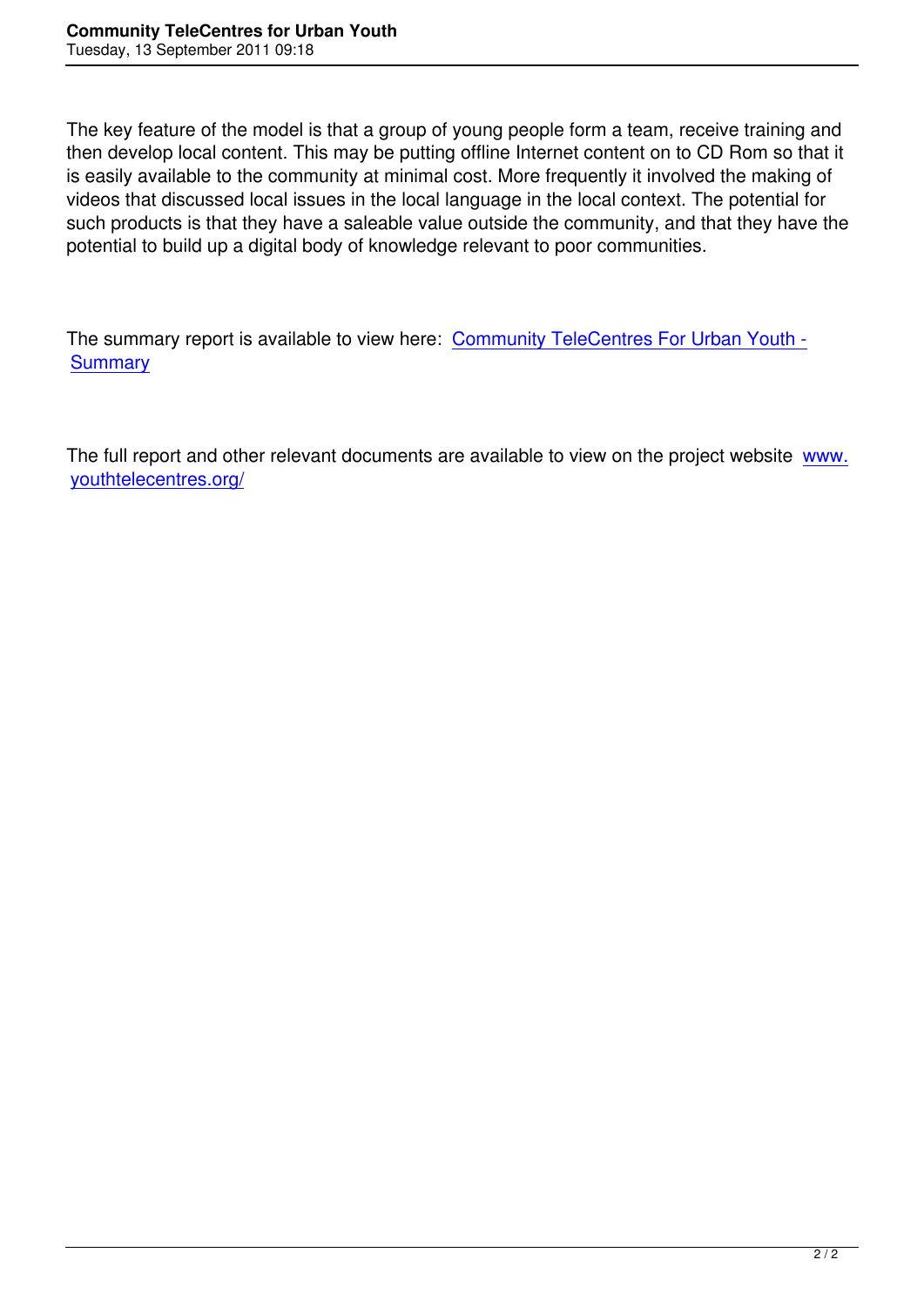The key feature of the model is that a group of young people form a team, receive training and then develop local content. This may be putting offline Internet content on to CD Rom so that it is easily available to the community at minimal cost. More frequently it involved the making of videos that discussed local issues in the local language in the local context. The potential for such products is that they have a saleable value outside the community, and that they have the potential to build up a digital body of knowledge relevant to poor communities.

The summary report is available to view here: Community TeleCentres For Urban Youth - Summary

The full report and other relevant documents are available to view on the project website www.youthtelecentres.org/